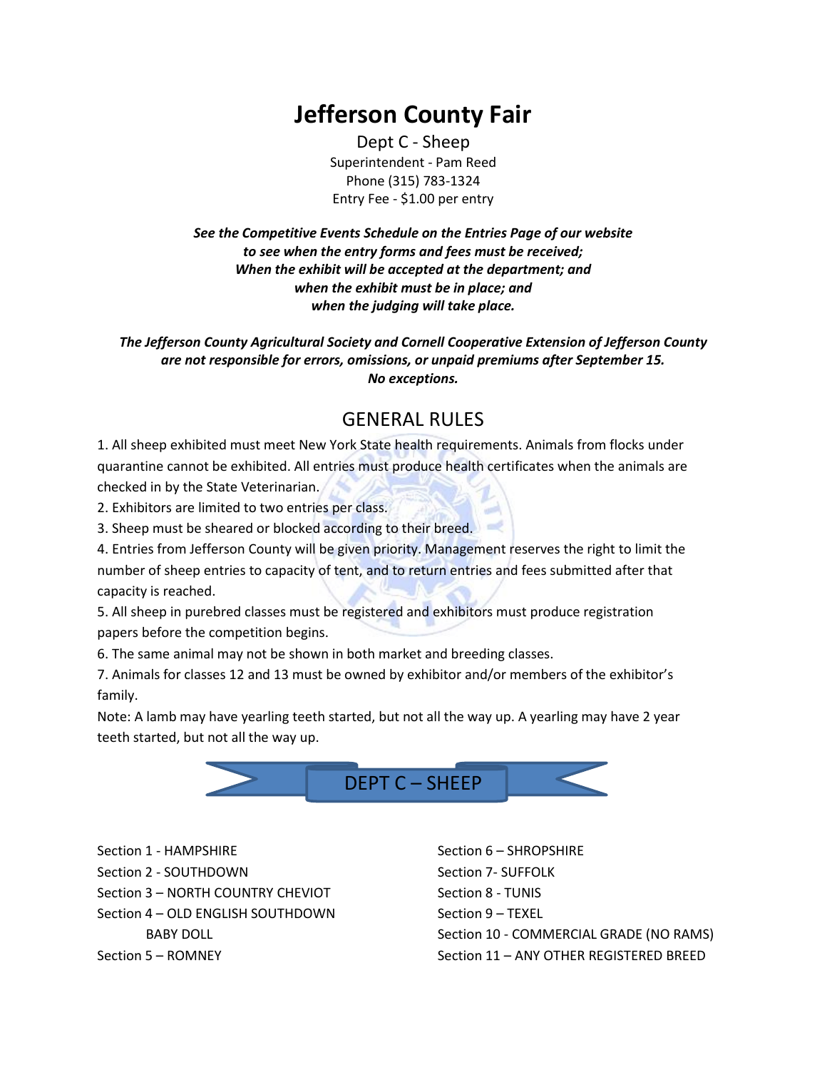# Jefferson County Fair

Dept C - Sheep

Superintendent - Pam Reed

Phone (315) 783-1324

Entry Fee - $1.00 per entry

***See the Competitive Events Schedule on the Entries Page of our website to see when the entry forms and fees must be received; When the exhibit will be accepted at the department; and when the exhibit must be in place; and when the judging will take place.***

***The Jefferson County Agricultural Society and Cornell Cooperative Extension of Jefferson County are not responsible for errors, omissions, or unpaid premiums after September 15. No exceptions.***

## GENERAL RULES

1. All sheep exhibited must meet New York State health requirements. Animals from flocks under quarantine cannot be exhibited. All entries must produce health certificates when the animals are checked in by the State Veterinarian.
2. Exhibitors are limited to two entries per class.
3. Sheep must be sheared or blocked according to their breed.
4. Entries from Jefferson County will be given priority. Management reserves the right to limit the number of sheep entries to capacity of tent, and to return entries and fees submitted after that capacity is reached.
5. All sheep in purebred classes must be registered and exhibitors must produce registration papers before the competition begins.
6. The same animal may not be shown in both market and breeding classes.
7. Animals for classes 12 and 13 must be owned by exhibitor and/or members of the exhibitor's family.

Note: A lamb may have yearling teeth started, but not all the way up. A yearling may have 2 year teeth started, but not all the way up.

## DEPT C – SHEEP

Section 1 - HAMPSHIRE

Section 2 - SOUTHDOWN

Section 3 – NORTH COUNTRY CHEVIOT

Section 4 – OLD ENGLISH SOUTHDOWN BABY DOLL

Section 5 – ROMNEY

Section 6 – SHROPSHIRE

Section 7- SUFFOLK

Section 8 - TUNIS

Section 9 – TEXEL

Section 10 - COMMERCIAL GRADE (NO RAMS)

Section 11 – ANY OTHER REGISTERED BREED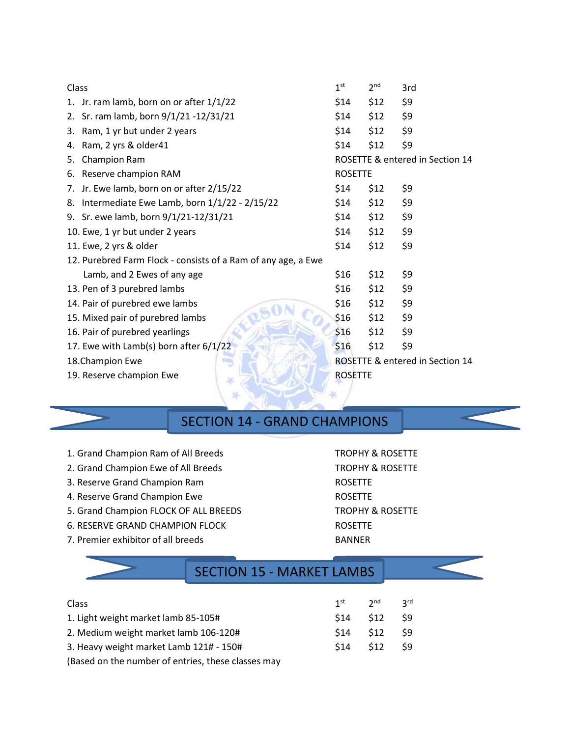| Class | 1st | 2nd | 3rd |
|---|---|---|---|
| 1. Jr. ram lamb, born on or after 1/1/22 | $14 | $12 | $9 |
| 2. Sr. ram lamb, born 9/1/21 -12/31/21 | $14 | $12 | $9 |
| 3. Ram, 1 yr but under 2 years | $14 | $12 | $9 |
| 4. Ram, 2 yrs & older41 | $14 | $12 | $9 |
| 5. Champion Ram | ROSETTE & entered in Section 14 | | |
| 6. Reserve champion RAM | ROSETTE | | |
| 7. Jr. Ewe lamb, born on or after 2/15/22 | $14 | $12 | $9 |
| 8. Intermediate Ewe Lamb, born 1/1/22 - 2/15/22 | $14 | $12 | $9 |
| 9. Sr. ewe lamb, born 9/1/21-12/31/21 | $14 | $12 | $9 |
| 10. Ewe, 1 yr but under 2 years | $14 | $12 | $9 |
| 11. Ewe, 2 yrs & older | $14 | $12 | $9 |
| 12. Purebred Farm Flock - consists of a Ram of any age, a Ewe Lamb, and 2 Ewes of any age | $16 | $12 | $9 |
| 13. Pen of 3 purebred lambs | $16 | $12 | $9 |
| 14. Pair of purebred ewe lambs | $16 | $12 | $9 |
| 15. Mixed pair of purebred lambs | $16 | $12 | $9 |
| 16. Pair of purebred yearlings | $16 | $12 | $9 |
| 17. Ewe with Lamb(s) born after 6/1/22 | $16 | $12 | $9 |
| 18.Champion Ewe | ROSETTE & entered in Section 14 | | |
| 19. Reserve champion Ewe | ROSETTE | | |

## SECTION 14 - GRAND CHAMPIONS

| | |
|---|---|
| 1. Grand Champion Ram of All Breeds | TROPHY & ROSETTE |
| 2. Grand Champion Ewe of All Breeds | TROPHY & ROSETTE |
| 3. Reserve Grand Champion Ram | ROSETTE |
| 4. Reserve Grand Champion Ewe | ROSETTE |
| 5. Grand Champion FLOCK OF ALL BREEDS | TROPHY & ROSETTE |
| 6. RESERVE GRAND CHAMPION FLOCK | ROSETTE |
| 7. Premier exhibitor of all breeds | BANNER |

## SECTION 15 - MARKET LAMBS

| Class | 1st | 2nd | 3rd |
|---|---|---|---|
| 1. Light weight market lamb 85-105# | $14 | $12 | $9 |
| 2. Medium weight market lamb 106-120# | $14 | $12 | $9 |
| 3. Heavy weight market Lamb 121# - 150# | $14 | $12 | $9 |

(Based on the number of entries, these classes may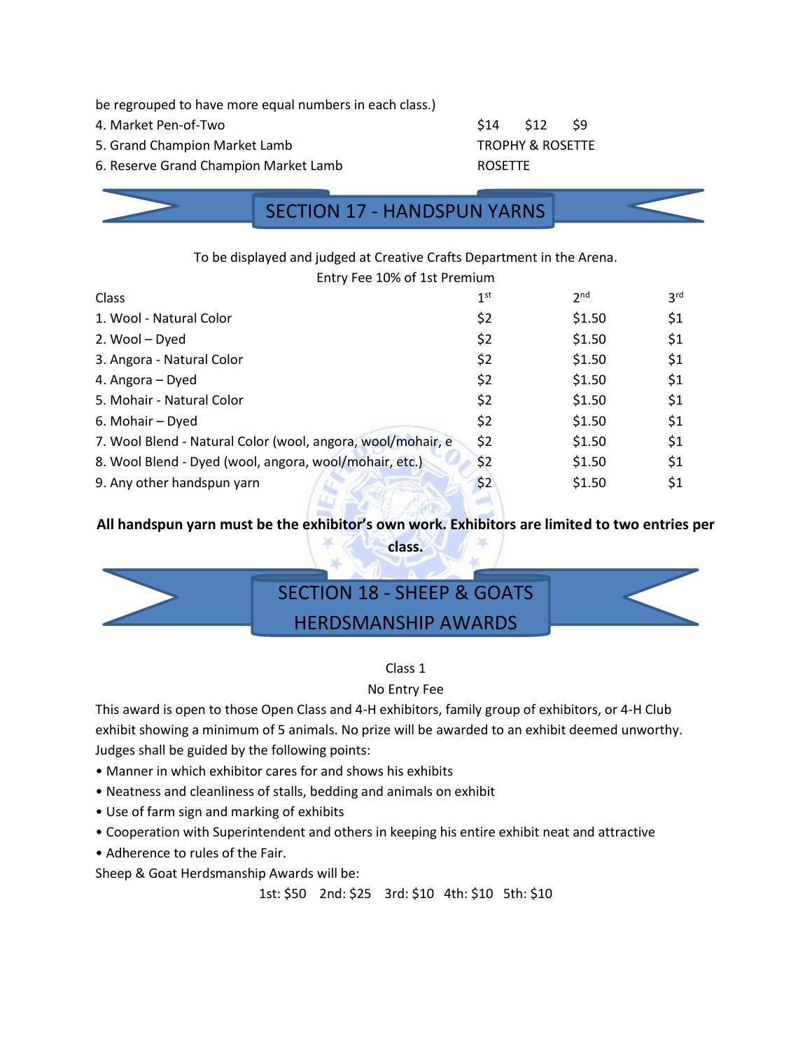be regrouped to have more equal numbers in each class.)

| | | | |
|---|---|---|---|
| 4. Market Pen-of-Two | $14 | $12 | $9 |
| 5. Grand Champion Market Lamb | TROPHY & ROSETTE | | |
| 6. Reserve Grand Champion Market Lamb | ROSETTE | | |

## SECTION 17 - HANDSPUN YARNS

To be displayed and judged at Creative Crafts Department in the Arena.
Entry Fee 10% of 1st Premium

| Class | 1st | 2nd | 3rd |
|---|---|---|---|
| 1. Wool - Natural Color | $2 | $1.50 | $1 |
| 2. Wool – Dyed | $2 | $1.50 | $1 |
| 3. Angora - Natural Color | $2 | $1.50 | $1 |
| 4. Angora – Dyed | $2 | $1.50 | $1 |
| 5. Mohair - Natural Color | $2 | $1.50 | $1 |
| 6. Mohair – Dyed | $2 | $1.50 | $1 |
| 7. Wool Blend - Natural Color (wool, angora, wool/mohair, e | $2 | $1.50 | $1 |
| 8. Wool Blend - Dyed (wool, angora, wool/mohair, etc.) | $2 | $1.50 | $1 |
| 9. Any other handspun yarn | $2 | $1.50 | $1 |

**All handspun yarn must be the exhibitor's own work. Exhibitors are limited to two entries per class.**

## SECTION 18 - SHEEP & GOATS HERDSMANSHIP AWARDS

Class 1
No Entry Fee

This award is open to those Open Class and 4-H exhibitors, family group of exhibitors, or 4-H Club exhibit showing a minimum of 5 animals. No prize will be awarded to an exhibit deemed unworthy. Judges shall be guided by the following points:

- Manner in which exhibitor cares for and shows his exhibits
- Neatness and cleanliness of stalls, bedding and animals on exhibit
- Use of farm sign and marking of exhibits
- Cooperation with Superintendent and others in keeping his entire exhibit neat and attractive
- Adherence to rules of the Fair.

Sheep & Goat Herdsmanship Awards will be:

1st: $50 2nd: $25 3rd: $10 4th: $10 5th: $10